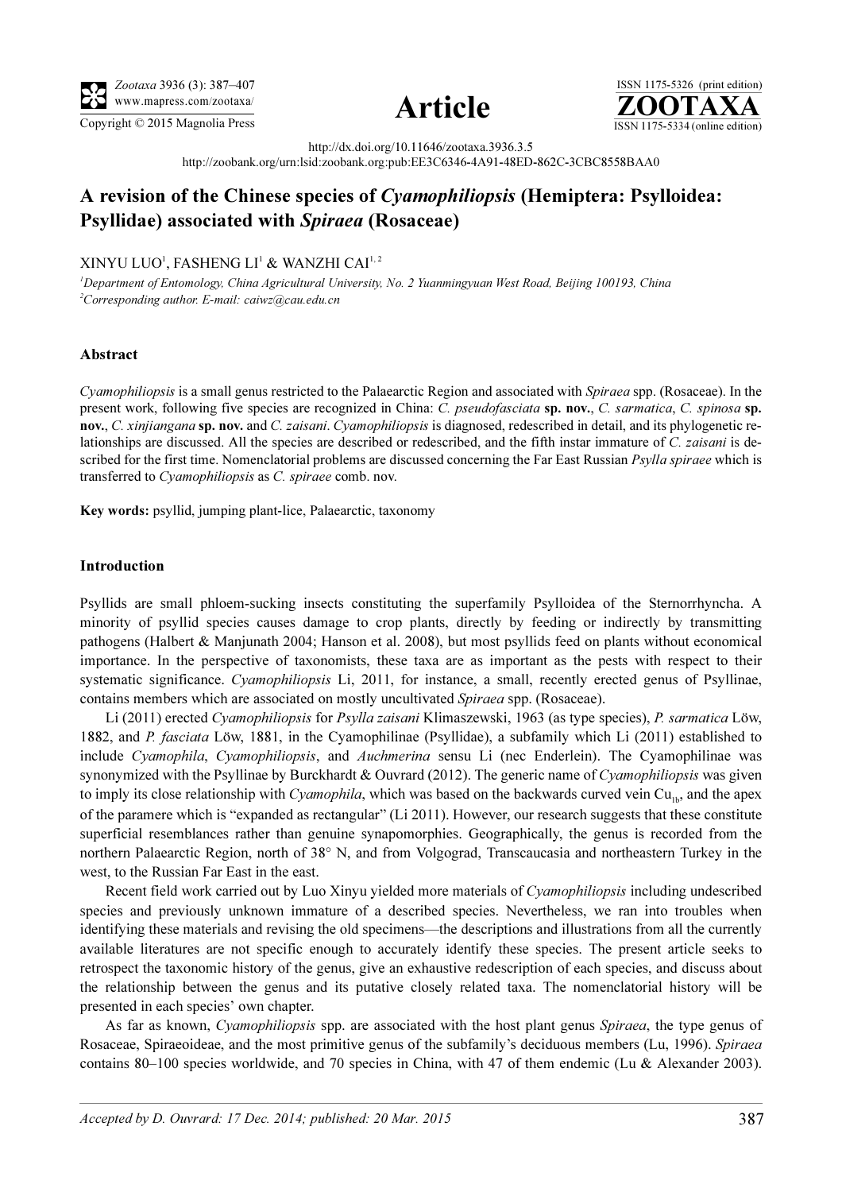# A revision of the Chinese species of *Cyamophiliopsis* (Hemiptera: Psylloidea: Psyllidae) associated with *Spiraea* (Rosaceae)

XINYU LUO[1], FASHENG LI[1] & WANZHI CAI[1,2]

[1]*Department of Entomology, China Agricultural University, No. 2 Yuanmingyuan West Road, Beijing 100193, China*
[2]*Corresponding author. E-mail: caiwz@cau.edu.cn*

http://dx.doi.org/10.11646/zootaxa.3936.3.5
http://zoobank.org/urn:lsid:zoobank.org:pub:EE3C6346-4A91-48ED-862C-3CBC8558BAA0

## Abstract

*Cyamophiliopsis* is a small genus restricted to the Palaearctic Region and associated with *Spiraea* spp. (Rosaceae). In the present work, following five species are recognized in China: *C. pseudofasciata* **sp. nov.**, *C. sarmatica*, *C. spinosa* **sp. nov.**, *C. xinjiangana* **sp. nov.** and *C. zaisani*. *Cyamophiliopsis* is diagnosed, redescribed in detail, and its phylogenetic relationships are discussed. All the species are described or redescribed, and the fifth instar immature of *C. zaisani* is described for the first time. Nomenclatorial problems are discussed concerning the Far East Russian *Psylla spiraee* which is transferred to *Cyamophiliopsis* as *C. spiraee* comb. nov.

**Key words:** psyllid, jumping plant-lice, Palaearctic, taxonomy

## Introduction

Psyllids are small phloem-sucking insects constituting the superfamily Psylloidea of the Sternorrhyncha. A minority of psyllid species causes damage to crop plants, directly by feeding or indirectly by transmitting pathogens (Halbert & Manjunath 2004; Hanson et al. 2008), but most psyllids feed on plants without economical importance. In the perspective of taxonomists, these taxa are as important as the pests with respect to their systematic significance. *Cyamophiliopsis* Li, 2011, for instance, a small, recently erected genus of Psyllinae, contains members which are associated on mostly uncultivated *Spiraea* spp. (Rosaceae).

Li (2011) erected *Cyamophiliopsis* for *Psylla zaisani* Klimaszewski, 1963 (as type species), *P. sarmatica* Löw, 1882, and *P. fasciata* Löw, 1881, in the Cyamophilinae (Psyllidae), a subfamily which Li (2011) established to include *Cyamophila*, *Cyamophiliopsis*, and *Auchmerina* sensu Li (nec Enderlein). The Cyamophilinae was synonymized with the Psyllinae by Burckhardt & Ouvrard (2012). The generic name of *Cyamophiliopsis* was given to imply its close relationship with *Cyamophila*, which was based on the backwards curved vein $Cu_{1b}$, and the apex of the paramere which is "expanded as rectangular" (Li 2011). However, our research suggests that these constitute superficial resemblances rather than genuine synapomorphies. Geographically, the genus is recorded from the northern Palaearctic Region, north of 38° N, and from Volgograd, Transcaucasia and northeastern Turkey in the west, to the Russian Far East in the east.

Recent field work carried out by Luo Xinyu yielded more materials of *Cyamophiliopsis* including undescribed species and previously unknown immature of a described species. Nevertheless, we ran into troubles when identifying these materials and revising the old specimens—the descriptions and illustrations from all the currently available literatures are not specific enough to accurately identify these species. The present article seeks to retrospect the taxonomic history of the genus, give an exhaustive redescription of each species, and discuss about the relationship between the genus and its putative closely related taxa. The nomenclatorial history will be presented in each species' own chapter.

As far as known, *Cyamophiliopsis* spp. are associated with the host plant genus *Spiraea*, the type genus of Rosaceae, Spiraeoideae, and the most primitive genus of the subfamily's deciduous members (Lu, 1996). *Spiraea* contains 80–100 species worldwide, and 70 species in China, with 47 of them endemic (Lu & Alexander 2003).

*Accepted by D. Ouvrard: 17 Dec. 2014; published: 20 Mar. 2015*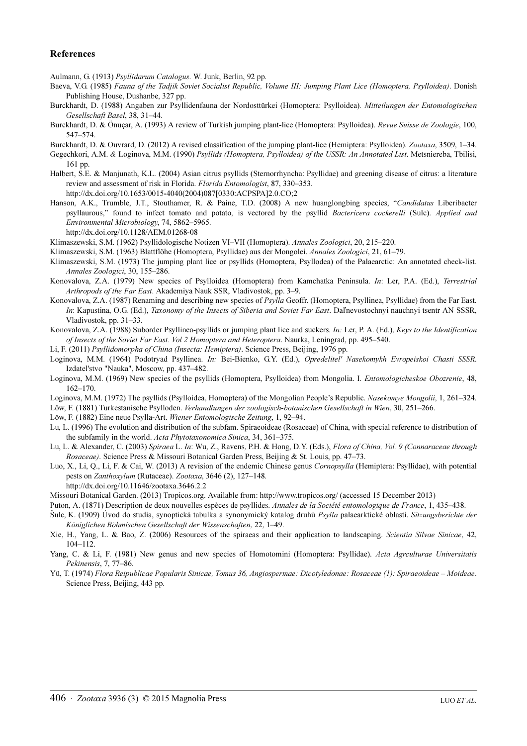## References

Aulmann, G. (1913) *Psyllidarum Catalogus*. W. Junk, Berlin, 92 pp.

Baeva, V.G. (1985) *Fauna of the Tadjik Soviet Socialist Republic, Volume III: Jumping Plant Lice (Homoptera, Psylloidea)*. Donish Publishing House, Dushanbe, 327 pp.

Burckhardt, D. (1988) Angaben zur Psyllidenfauna der Nordosttürkei (Homoptera: Psylloidea). *Mitteilungen der Entomologischen Gesellschaft Basel*, 38, 31–44.

Burckhardt, D. & Önuçar, A. (1993) A review of Turkish jumping plant-lice (Homoptera: Psylloidea). *Revue Suisse de Zoologie*, 100, 547–574.

Burckhardt, D. & Ouvrard, D. (2012) A revised classification of the jumping plant-lice (Hemiptera: Psylloidea). *Zootaxa*, 3509, 1–34.

Gegechkori, A.M. & Loginova, M.M. (1990) *Psyllids (Homoptera, Psylloidea) of the USSR: An Annotated List*. Metsniereba, Tbilisi, 161 pp.

Halbert, S.E. & Manjunath, K.L. (2004) Asian citrus psyllids (Sternorrhyncha: Psyllidae) and greening disease of citrus: a literature review and assessment of risk in Florida. *Florida Entomologist*, 87, 330–353.
http://dx.doi.org/10.1653/0015-4040(2004)087[0330:ACPSPA]2.0.CO;2

Hanson, A.K., Trumble, J.T., Stouthamer, R. & Paine, T.D. (2008) A new huanglongbing species, "*Candidatus* Liberibacter psyllaurous," found to infect tomato and potato, is vectored by the psyllid *Bactericera cockerelli* (Sulc). *Applied and Environmental Microbiology*, 74, 5862–5965.
http://dx.doi.org/10.1128/AEM.01268-08

Klimaszewski, S.M. (1962) Psyllidologische Notizen VI–VII (Homoptera). *Annales Zoologici*, 20, 215–220.

Klimaszewski, S.M. (1963) Blattflöhe (Homoptera, Psyllidae) aus der Mongolei. *Annales Zoologici*, 21, 61–79.

Klimaszewski, S.M. (1973) The jumping plant lice or psyllids (Homoptera, Psyllodea) of the Palaearctic: An annotated check-list. *Annales Zoologici*, 30, 155–286.

Konovalova, Z.A. (1979) New species of Psylloidea (Homoptera) from Kamchatka Peninsula. *In*: Ler, P.A. (Ed.), *Terrestrial Arthropods of the Far East*. Akademiya Nauk SSR, Vladivostok, pp. 3–9.

Konovalova, Z.A. (1987) Renaming and describing new species of *Psylla* Geoffr. (Homoptera, Psyllinea, Psyllidae) from the Far East. *In*: Kapustina, O.G. (Ed.), *Taxonomy of the Insects of Siberia and Soviet Far East*. Dal'nevostochnyi nauchnyi tsentr AN SSSR, Vladivostok, pp. 31–33.

Konovalova, Z.A. (1988) Suborder Psyllinea-psyllids or jumping plant lice and suckers*. In:* Ler, P. A. (Ed.), *Keys to the Identification of Insects of the Soviet Far East. Vol 2 Homoptera and Heteroptera*. Naurka, Leningrad, pp. 495–540.

Li, F. (2011) *Psyllidomorpha of China (Insecta: Hemiptera)*. Science Press, Beijing, 1976 pp.

Loginova, M.M. (1964) Podotryad Psyllinea. *In:* Bei-Bienko, G.Y. (Ed.), *Opredelitel' Nasekomykh Evropeiskoi Chasti SSSR*. Izdatel'stvo "Nauka", Moscow, pp. 437–482.

Loginova, M.M. (1969) New species of the psyllids (Homoptera, Psylloidea) from Mongolia. I. *Entomologicheskoe Obozrenie*, 48, 162–170.

Loginova, M.M. (1972) The psyllids (Psylloidea, Homoptera) of the Mongolian People's Republic. *Nasekomye Mongolii*, 1, 261–324.

Löw, F. (1881) Turkestanische Psylloden. *Verhandlungen der zoologisch-botanischen Gesellschaft in Wien*, 30, 251–266.

Löw, F. (1882) Eine neue Psylla-Art. *Wiener Entomologische Zeitung*, 1, 92–94.

Lu, L. (1996) The evolution and distribution of the subfam. Spiraeoideae (Rosaceae) of China, with special reference to distribution of the subfamily in the world. *Acta Phytotaxonomica Sinica*, 34, 361–375.

Lu, L. & Alexander, C. (2003) *Spiraea* L. *In*: Wu, Z., Ravens, P.H. & Hong, D.Y. (Eds.), *Flora of China, Vol. 9 (Connaraceae through Rosaceae)*. Science Press & Missouri Botanical Garden Press, Beijing & St. Louis, pp. 47–73.

Luo, X., Li, Q., Li, F. & Cai, W. (2013) A revision of the endemic Chinese genus *Cornopsylla* (Hemiptera: Psyllidae), with potential pests on *Zanthoxylum* (Rutaceae). *Zootaxa*, 3646 (2), 127–148.
http://dx.doi.org/10.11646/zootaxa.3646.2.2

Missouri Botanical Garden. (2013) Tropicos.org. Available from: http://www.tropicos.org/ (accessed 15 December 2013)

Puton, A. (1871) Description de deux nouvelles espèces de psyllides. *Annales de la Société entomologique de France*, 1, 435–438.

Šulc, K. (1909) Úvod do studia, synoptická tabulka a synonymický katalog druhů *Psylla* palaearktické oblasti. *Sitzungsberichte der Königlichen Böhmischen Gesellschaft der Wissenschaften*, 22, 1–49.

Xie, H., Yang, L. & Bao, Z. (2006) Resources of the spiraeas and their application to landscaping. *Scientia Silvae Sinicae*, 42, 104–112.

Yang, C. & Li, F. (1981) New genus and new species of Homotomini (Homoptera: Psyllidae). *Acta Agrculturae Universitatis Pekinensis*, 7, 77–86.

Yü, T. (1974) *Flora Reipublicae Popularis Sinicae, Tomus 36, Angiospermae: Dicotyledonae: Rosaceae (1): Spiraeoideae – Moideae*. Science Press, Beijing, 443 pp.